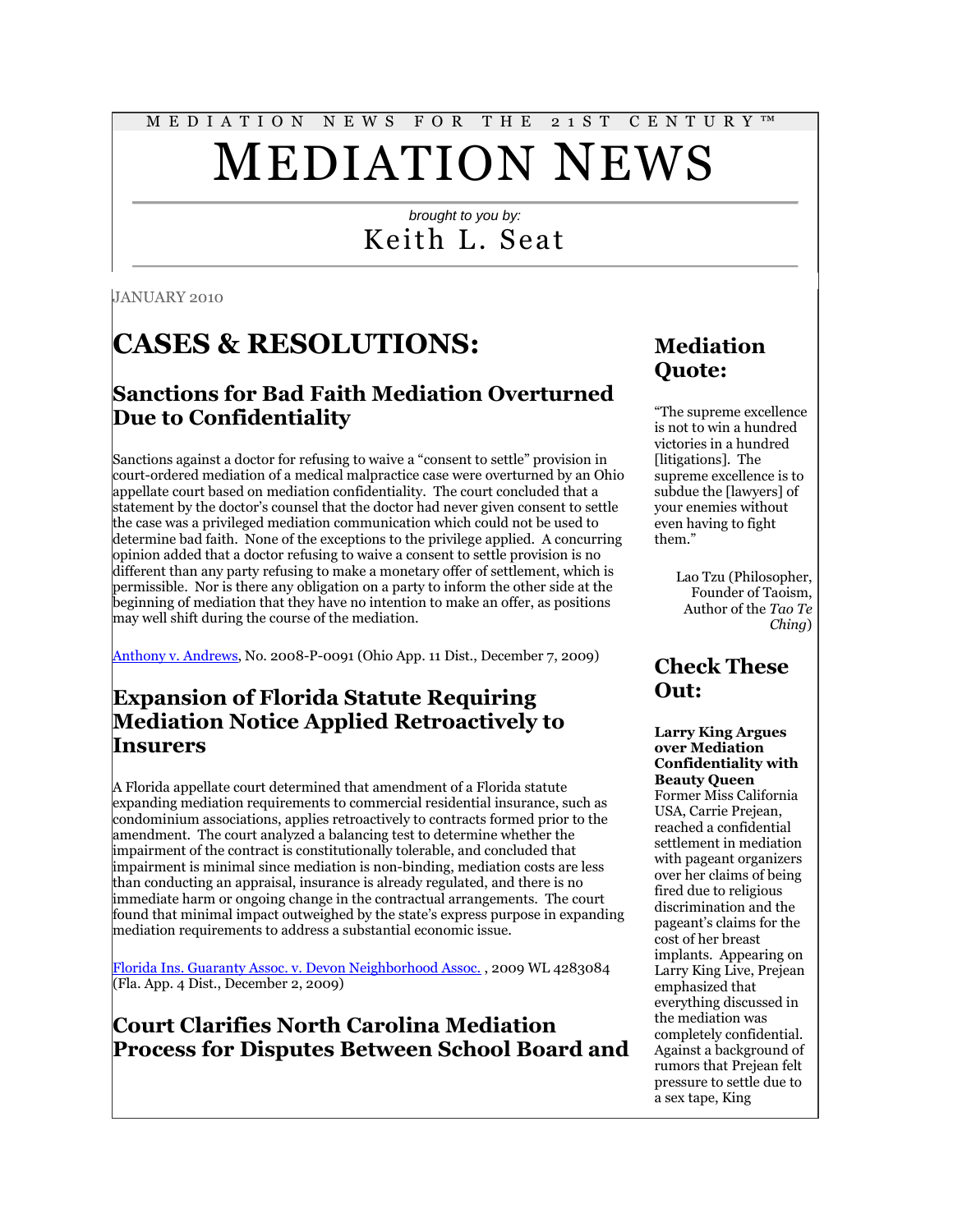MEDIATION NEWS FOR THE 21ST CENTURY™

# MEDIATION NEWS

*brought to you by:*

Keith L. Seat

JANUARY 2010

# CASES & RESOLUTIONS:

## Sanctions for Bad Faith Mediation Overturned Due to Confidentiality

Sanctions against a doctor for refusing to waive a "consent to settle" provision in court-ordered mediation of a medical malpractice case were overturned by an Ohio appellate court based on mediation confidentiality. The court concluded that a statement by the doctor's counsel that the doctor had never given consent to settle the case was a privileged mediation communication which could not be used to determine bad faith. None of the exceptions to the privilege applied. A concurring opinion added that a doctor refusing to waive a consent to settle provision is no different than any party refusing to make a monetary offer of settlement, which is permissible. Nor is there any obligation on a party to inform the other side at the beginning of mediation that they have no intention to make an offer, as positions may well shift during the course of the mediation.

Anthony v. Andrews, No. 2008-P-0091 (Ohio App. 11 Dist., December 7, 2009)

## Expansion of Florida Statute Requiring Mediation Notice Applied Retroactively to Insurers

A Florida appellate court determined that amendment of a Florida statute expanding mediation requirements to commercial residential insurance, such as condominium associations, applies retroactively to contracts formed prior to the amendment. The court analyzed a balancing test to determine whether the impairment of the contract is constitutionally tolerable, and concluded that impairment is minimal since mediation is non-binding, mediation costs are less than conducting an appraisal, insurance is already regulated, and there is no immediate harm or ongoing change in the contractual arrangements. The court found that minimal impact outweighed by the state's express purpose in expanding mediation requirements to address a substantial economic issue.

Florida Ins. Guaranty Assoc. v. Devon Neighborhood Assoc. , 2009 WL 4283084 (Fla. App. 4 Dist., December 2, 2009)

## Court Clarifies North Carolina Mediation Process for Disputes Between School Board and

## Mediation Quote:

"The supreme excellence is not to win a hundred victories in a hundred [litigations]. The supreme excellence is to subdue the [lawyers] of your enemies without even having to fight them."

Lao Tzu (Philosopher, Founder of Taoism, Author of the *Tao Te Ching*)

## Check These Out:

**Larry King Argues over Mediation Confidentiality with Beauty Queen**
Former Miss California USA, Carrie Prejean, reached a confidential settlement in mediation with pageant organizers over her claims of being fired due to religious discrimination and the pageant's claims for the cost of her breast implants. Appearing on Larry King Live, Prejean emphasized that everything discussed in the mediation was completely confidential. Against a background of rumors that Prejean felt pressure to settle due to a sex tape, King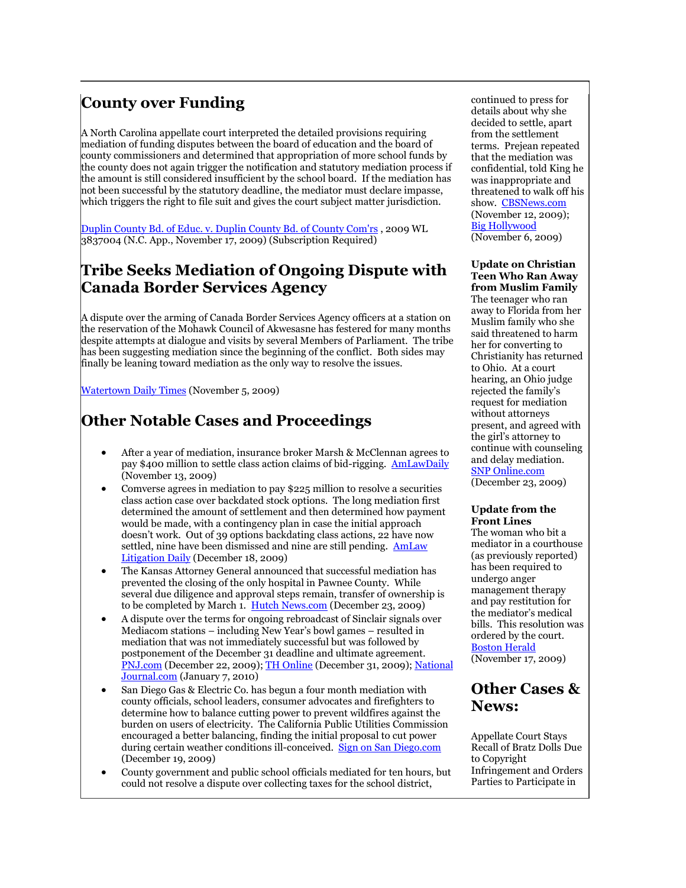## County over Funding

A North Carolina appellate court interpreted the detailed provisions requiring mediation of funding disputes between the board of education and the board of county commissioners and determined that appropriation of more school funds by the county does not again trigger the notification and statutory mediation process if the amount is still considered insufficient by the school board. If the mediation has not been successful by the statutory deadline, the mediator must declare impasse, which triggers the right to file suit and gives the court subject matter jurisdiction.

Duplin County Bd. of Educ. v. Duplin County Bd. of County Com'rs , 2009 WL 3837004 (N.C. App., November 17, 2009) (Subscription Required)

## Tribe Seeks Mediation of Ongoing Dispute with Canada Border Services Agency

A dispute over the arming of Canada Border Services Agency officers at a station on the reservation of the Mohawk Council of Akwesasne has festered for many months despite attempts at dialogue and visits by several Members of Parliament. The tribe has been suggesting mediation since the beginning of the conflict. Both sides may finally be leaning toward mediation as the only way to resolve the issues.

Watertown Daily Times (November 5, 2009)

## Other Notable Cases and Proceedings

- After a year of mediation, insurance broker Marsh & McClennan agrees to pay $400 million to settle class action claims of bid-rigging. AmLawDaily (November 13, 2009)
- Comverse agrees in mediation to pay $225 million to resolve a securities class action case over backdated stock options. The long mediation first determined the amount of settlement and then determined how payment would be made, with a contingency plan in case the initial approach doesn't work. Out of 39 options backdating class actions, 22 have now settled, nine have been dismissed and nine are still pending. AmLaw Litigation Daily (December 18, 2009)
- The Kansas Attorney General announced that successful mediation has prevented the closing of the only hospital in Pawnee County. While several due diligence and approval steps remain, transfer of ownership is to be completed by March 1. Hutch News.com (December 23, 2009)
- A dispute over the terms for ongoing rebroadcast of Sinclair signals over Mediacom stations – including New Year's bowl games – resulted in mediation that was not immediately successful but was followed by postponement of the December 31 deadline and ultimate agreement. PNJ.com (December 22, 2009); TH Online (December 31, 2009); National Journal.com (January 7, 2010)
- San Diego Gas & Electric Co. has begun a four month mediation with county officials, school leaders, consumer advocates and firefighters to determine how to balance cutting power to prevent wildfires against the burden on users of electricity. The California Public Utilities Commission encouraged a better balancing, finding the initial proposal to cut power during certain weather conditions ill-conceived. Sign on San Diego.com (December 19, 2009)
- County government and public school officials mediated for ten hours, but could not resolve a dispute over collecting taxes for the school district,

continued to press for details about why she decided to settle, apart from the settlement terms. Prejean repeated that the mediation was confidential, told King he was inappropriate and threatened to walk off his show. CBSNews.com (November 12, 2009); Big Hollywood (November 6, 2009)

**Update on Christian Teen Who Ran Away from Muslim Family**

The teenager who ran away to Florida from her Muslim family who she said threatened to harm her for converting to Christianity has returned to Ohio. At a court hearing, an Ohio judge rejected the family's request for mediation without attorneys present, and agreed with the girl's attorney to continue with counseling and delay mediation. SNP Online.com (December 23, 2009)

**Update from the Front Lines**

The woman who bit a mediator in a courthouse (as previously reported) has been required to undergo anger management therapy and pay restitution for the mediator's medical bills. This resolution was ordered by the court. Boston Herald (November 17, 2009)

## Other Cases & News:

Appellate Court Stays Recall of Bratz Dolls Due to Copyright Infringement and Orders Parties to Participate in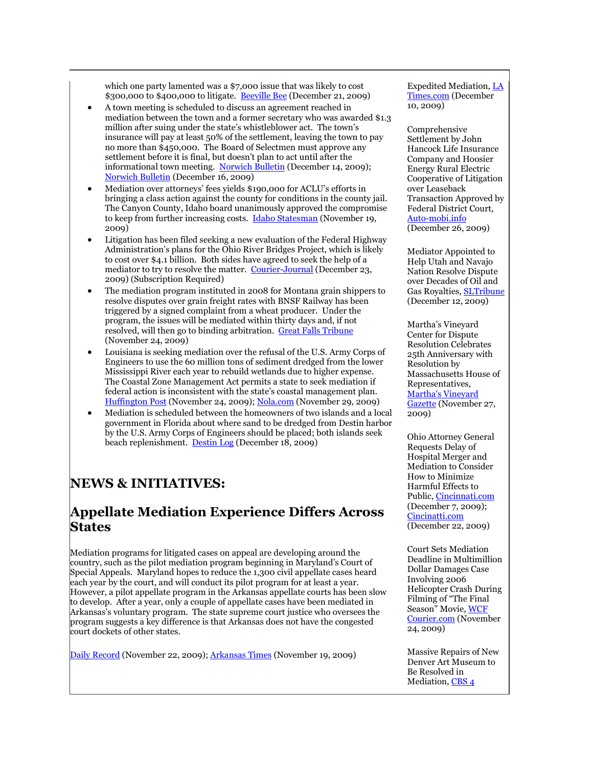which one party lamented was a $7,000 issue that was likely to cost $300,000 to $400,000 to litigate. Beeville Bee (December 21, 2009)

- A town meeting is scheduled to discuss an agreement reached in mediation between the town and a former secretary who was awarded $1.3 million after suing under the state's whistleblower act. The town's insurance will pay at least 50% of the settlement, leaving the town to pay no more than $450,000. The Board of Selectmen must approve any settlement before it is final, but doesn't plan to act until after the informational town meeting. Norwich Bulletin (December 14, 2009); Norwich Bulletin (December 16, 2009)
- Mediation over attorneys' fees yields $190,000 for ACLU's efforts in bringing a class action against the county for conditions in the county jail. The Canyon County, Idaho board unanimously approved the compromise to keep from further increasing costs. Idaho Statesman (November 19, 2009)
- Litigation has been filed seeking a new evaluation of the Federal Highway Administration's plans for the Ohio River Bridges Project, which is likely to cost over $4.1 billion. Both sides have agreed to seek the help of a mediator to try to resolve the matter. Courier-Journal (December 23, 2009) (Subscription Required)
- The mediation program instituted in 2008 for Montana grain shippers to resolve disputes over grain freight rates with BNSF Railway has been triggered by a signed complaint from a wheat producer. Under the program, the issues will be mediated within thirty days and, if not resolved, will then go to binding arbitration. Great Falls Tribune (November 24, 2009)
- Louisiana is seeking mediation over the refusal of the U.S. Army Corps of Engineers to use the 60 million tons of sediment dredged from the lower Mississippi River each year to rebuild wetlands due to higher expense. The Coastal Zone Management Act permits a state to seek mediation if federal action is inconsistent with the state's coastal management plan. Huffington Post (November 24, 2009); Nola.com (November 29, 2009)
- Mediation is scheduled between the homeowners of two islands and a local government in Florida about where sand to be dredged from Destin harbor by the U.S. Army Corps of Engineers should be placed; both islands seek beach replenishment. Destin Log (December 18, 2009)

# NEWS & INITIATIVES:

## Appellate Mediation Experience Differs Across States

Mediation programs for litigated cases on appeal are developing around the country, such as the pilot mediation program beginning in Maryland's Court of Special Appeals. Maryland hopes to reduce the 1,300 civil appellate cases heard each year by the court, and will conduct its pilot program for at least a year. However, a pilot appellate program in the Arkansas appellate courts has been slow to develop. After a year, only a couple of appellate cases have been mediated in Arkansas's voluntary program. The state supreme court justice who oversees the program suggests a key difference is that Arkansas does not have the congested court dockets of other states.

Daily Record (November 22, 2009); Arkansas Times (November 19, 2009)

Expedited Mediation, LA Times.com (December 10, 2009)

Comprehensive Settlement by John Hancock Life Insurance Company and Hoosier Energy Rural Electric Cooperative of Litigation over Leaseback Transaction Approved by Federal District Court, Auto-mobi.info (December 26, 2009)

Mediator Appointed to Help Utah and Navajo Nation Resolve Dispute over Decades of Oil and Gas Royalties, SLTribune (December 12, 2009)

Martha's Vineyard Center for Dispute Resolution Celebrates 25th Anniversary with Resolution by Massachusetts House of Representatives, Martha's Vineyard Gazette (November 27, 2009)

Ohio Attorney General Requests Delay of Hospital Merger and Mediation to Consider How to Minimize Harmful Effects to Public, Cincinnati.com (December 7, 2009); Cincinatti.com (December 22, 2009)

Court Sets Mediation Deadline in Multimillion Dollar Damages Case Involving 2006 Helicopter Crash During Filming of "The Final Season" Movie, WCF Courier.com (November 24, 2009)

Massive Repairs of New Denver Art Museum to Be Resolved in Mediation, CBS 4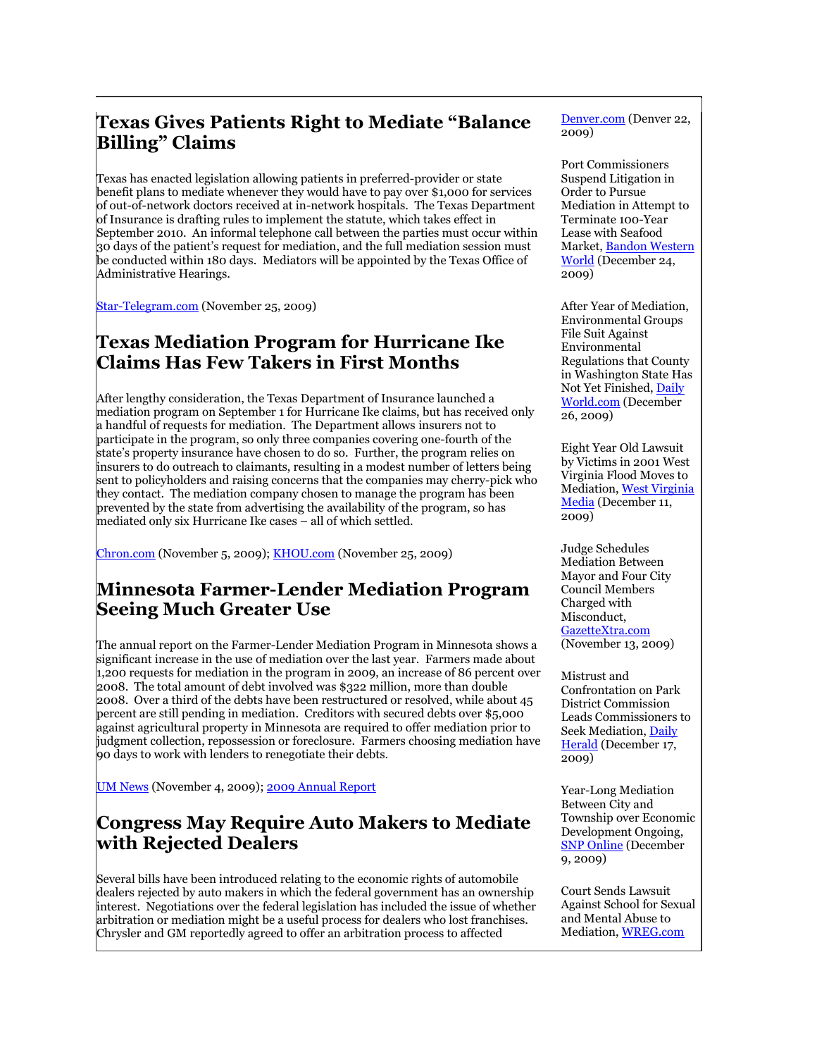## Texas Gives Patients Right to Mediate "Balance Billing" Claims

Texas has enacted legislation allowing patients in preferred-provider or state benefit plans to mediate whenever they would have to pay over $1,000 for services of out-of-network doctors received at in-network hospitals. The Texas Department of Insurance is drafting rules to implement the statute, which takes effect in September 2010. An informal telephone call between the parties must occur within 30 days of the patient's request for mediation, and the full mediation session must be conducted within 180 days. Mediators will be appointed by the Texas Office of Administrative Hearings.

Star-Telegram.com (November 25, 2009)

## Texas Mediation Program for Hurricane Ike Claims Has Few Takers in First Months

After lengthy consideration, the Texas Department of Insurance launched a mediation program on September 1 for Hurricane Ike claims, but has received only a handful of requests for mediation. The Department allows insurers not to participate in the program, so only three companies covering one-fourth of the state's property insurance have chosen to do so. Further, the program relies on insurers to do outreach to claimants, resulting in a modest number of letters being sent to policyholders and raising concerns that the companies may cherry-pick who they contact. The mediation company chosen to manage the program has been prevented by the state from advertising the availability of the program, so has mediated only six Hurricane Ike cases – all of which settled.

Chron.com (November 5, 2009); KHOU.com (November 25, 2009)

## Minnesota Farmer-Lender Mediation Program Seeing Much Greater Use

The annual report on the Farmer-Lender Mediation Program in Minnesota shows a significant increase in the use of mediation over the last year. Farmers made about 1,200 requests for mediation in the program in 2009, an increase of 86 percent over 2008. The total amount of debt involved was $322 million, more than double 2008. Over a third of the debts have been restructured or resolved, while about 45 percent are still pending in mediation. Creditors with secured debts over $5,000 against agricultural property in Minnesota are required to offer mediation prior to judgment collection, repossession or foreclosure. Farmers choosing mediation have 90 days to work with lenders to renegotiate their debts.

UM News (November 4, 2009); 2009 Annual Report

## Congress May Require Auto Makers to Mediate with Rejected Dealers

Several bills have been introduced relating to the economic rights of automobile dealers rejected by auto makers in which the federal government has an ownership interest. Negotiations over the federal legislation has included the issue of whether arbitration or mediation might be a useful process for dealers who lost franchises. Chrysler and GM reportedly agreed to offer an arbitration process to affected

Denver.com (Denver 22, 2009)

Port Commissioners Suspend Litigation in Order to Pursue Mediation in Attempt to Terminate 100-Year Lease with Seafood Market, Bandon Western World (December 24, 2009)

After Year of Mediation, Environmental Groups File Suit Against Environmental Regulations that County in Washington State Has Not Yet Finished, Daily World.com (December 26, 2009)

Eight Year Old Lawsuit by Victims in 2001 West Virginia Flood Moves to Mediation, West Virginia Media (December 11, 2009)

Judge Schedules Mediation Between Mayor and Four City Council Members Charged with Misconduct, GazetteXtra.com (November 13, 2009)

Mistrust and Confrontation on Park District Commission Leads Commissioners to Seek Mediation, Daily Herald (December 17, 2009)

Year-Long Mediation Between City and Township over Economic Development Ongoing, SNP Online (December 9, 2009)

Court Sends Lawsuit Against School for Sexual and Mental Abuse to Mediation, WREG.com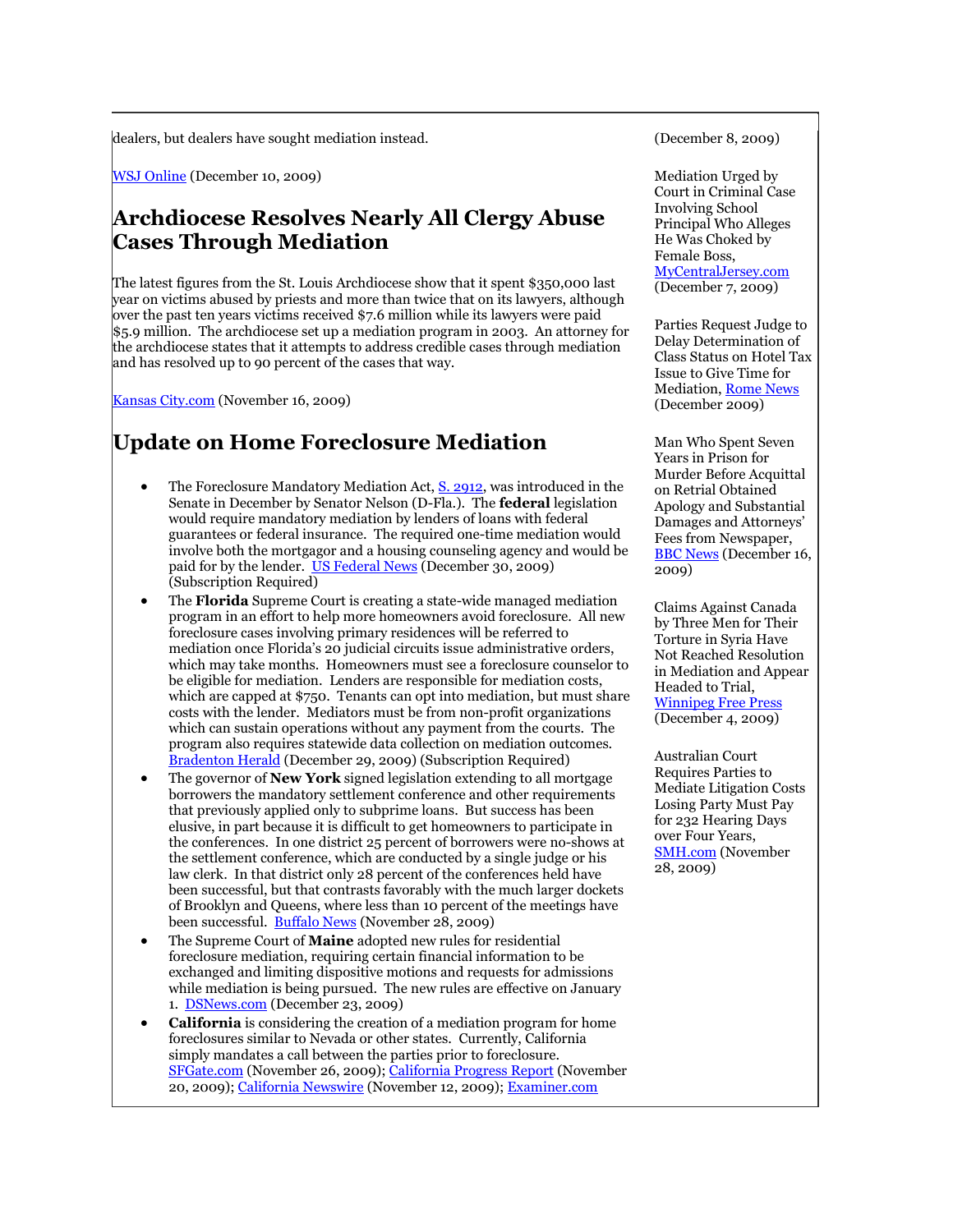dealers, but dealers have sought mediation instead.

WSJ Online (December 10, 2009)

## Archdiocese Resolves Nearly All Clergy Abuse Cases Through Mediation

The latest figures from the St. Louis Archdiocese show that it spent $350,000 last year on victims abused by priests and more than twice that on its lawyers, although over the past ten years victims received $7.6 million while its lawyers were paid $5.9 million. The archdiocese set up a mediation program in 2003. An attorney for the archdiocese states that it attempts to address credible cases through mediation and has resolved up to 90 percent of the cases that way.

Kansas City.com (November 16, 2009)

## Update on Home Foreclosure Mediation

- The Foreclosure Mandatory Mediation Act, S. 2912, was introduced in the Senate in December by Senator Nelson (D-Fla.). The **federal** legislation would require mandatory mediation by lenders of loans with federal guarantees or federal insurance. The required one-time mediation would involve both the mortgagor and a housing counseling agency and would be paid for by the lender. US Federal News (December 30, 2009) (Subscription Required)
- The **Florida** Supreme Court is creating a state-wide managed mediation program in an effort to help more homeowners avoid foreclosure. All new foreclosure cases involving primary residences will be referred to mediation once Florida's 20 judicial circuits issue administrative orders, which may take months. Homeowners must see a foreclosure counselor to be eligible for mediation. Lenders are responsible for mediation costs, which are capped at $750. Tenants can opt into mediation, but must share costs with the lender. Mediators must be from non-profit organizations which can sustain operations without any payment from the courts. The program also requires statewide data collection on mediation outcomes. Bradenton Herald (December 29, 2009) (Subscription Required)
- The governor of **New York** signed legislation extending to all mortgage borrowers the mandatory settlement conference and other requirements that previously applied only to subprime loans. But success has been elusive, in part because it is difficult to get homeowners to participate in the conferences. In one district 25 percent of borrowers were no-shows at the settlement conference, which are conducted by a single judge or his law clerk. In that district only 28 percent of the conferences held have been successful, but that contrasts favorably with the much larger dockets of Brooklyn and Queens, where less than 10 percent of the meetings have been successful. Buffalo News (November 28, 2009)
- The Supreme Court of **Maine** adopted new rules for residential foreclosure mediation, requiring certain financial information to be exchanged and limiting dispositive motions and requests for admissions while mediation is being pursued. The new rules are effective on January 1. DSNews.com (December 23, 2009)
- **California** is considering the creation of a mediation program for home foreclosures similar to Nevada or other states. Currently, California simply mandates a call between the parties prior to foreclosure. SFGate.com (November 26, 2009); California Progress Report (November 20, 2009); California Newswire (November 12, 2009); Examiner.com

(December 8, 2009)

Mediation Urged by Court in Criminal Case Involving School Principal Who Alleges He Was Choked by Female Boss, MyCentralJersey.com (December 7, 2009)

Parties Request Judge to Delay Determination of Class Status on Hotel Tax Issue to Give Time for Mediation, Rome News (December 2009)

Man Who Spent Seven Years in Prison for Murder Before Acquittal on Retrial Obtained Apology and Substantial Damages and Attorneys' Fees from Newspaper, BBC News (December 16, 2009)

Claims Against Canada by Three Men for Their Torture in Syria Have Not Reached Resolution in Mediation and Appear Headed to Trial, Winnipeg Free Press (December 4, 2009)

Australian Court Requires Parties to Mediate Litigation Costs Losing Party Must Pay for 232 Hearing Days over Four Years, SMH.com (November 28, 2009)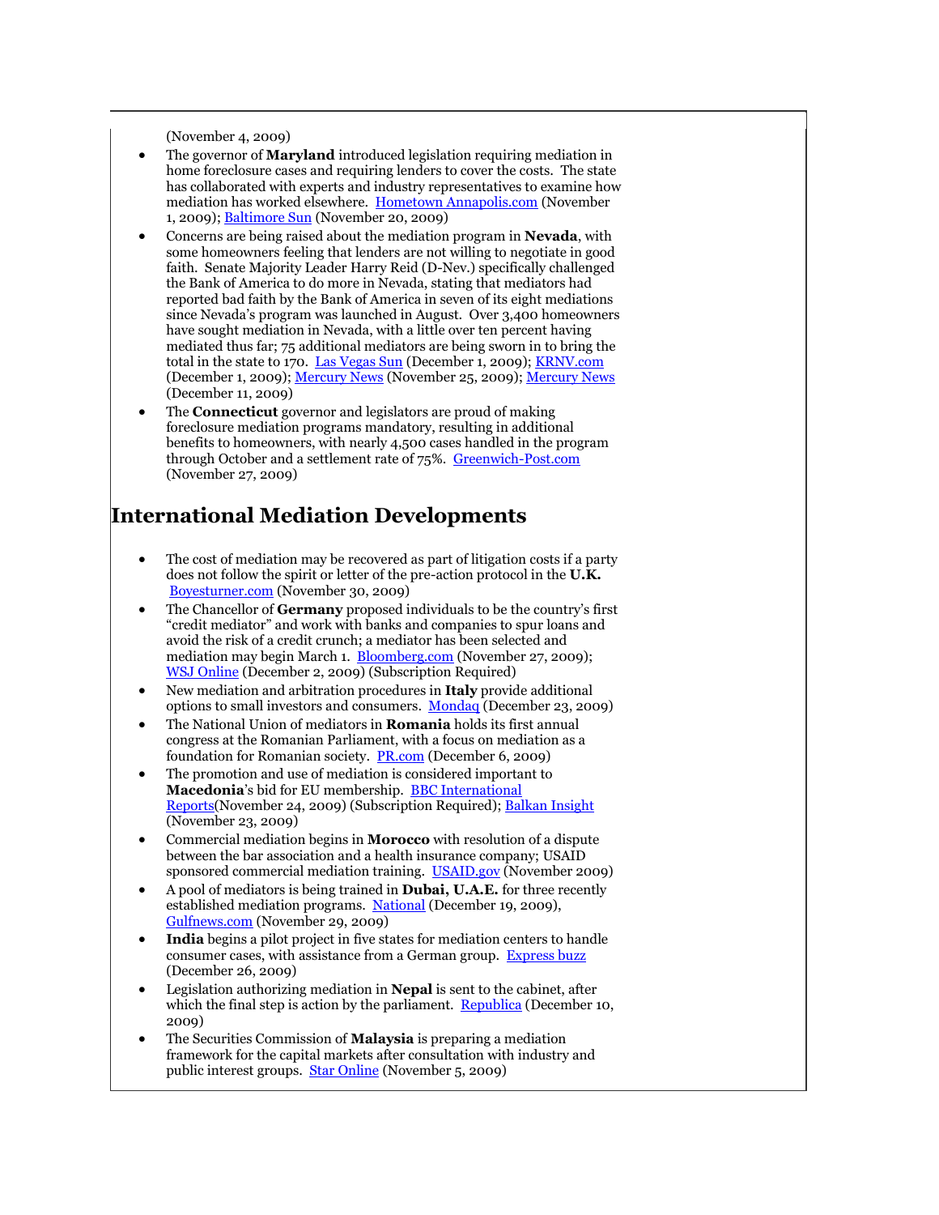(November 4, 2009)

- The governor of **Maryland** introduced legislation requiring mediation in home foreclosure cases and requiring lenders to cover the costs. The state has collaborated with experts and industry representatives to examine how mediation has worked elsewhere. Hometown Annapolis.com (November 1, 2009); Baltimore Sun (November 20, 2009)
- Concerns are being raised about the mediation program in **Nevada**, with some homeowners feeling that lenders are not willing to negotiate in good faith. Senate Majority Leader Harry Reid (D-Nev.) specifically challenged the Bank of America to do more in Nevada, stating that mediators had reported bad faith by the Bank of America in seven of its eight mediations since Nevada's program was launched in August. Over 3,400 homeowners have sought mediation in Nevada, with a little over ten percent having mediated thus far; 75 additional mediators are being sworn in to bring the total in the state to 170. Las Vegas Sun (December 1, 2009); KRNV.com (December 1, 2009); Mercury News (November 25, 2009); Mercury News (December 11, 2009)
- The **Connecticut** governor and legislators are proud of making foreclosure mediation programs mandatory, resulting in additional benefits to homeowners, with nearly 4,500 cases handled in the program through October and a settlement rate of 75%. Greenwich-Post.com (November 27, 2009)

# International Mediation Developments

- The cost of mediation may be recovered as part of litigation costs if a party does not follow the spirit or letter of the pre-action protocol in the **U.K.** Boyesturner.com (November 30, 2009)
- The Chancellor of **Germany** proposed individuals to be the country's first "credit mediator" and work with banks and companies to spur loans and avoid the risk of a credit crunch; a mediator has been selected and mediation may begin March 1. Bloomberg.com (November 27, 2009); WSJ Online (December 2, 2009) (Subscription Required)
- New mediation and arbitration procedures in **Italy** provide additional options to small investors and consumers. Mondaq (December 23, 2009)
- The National Union of mediators in **Romania** holds its first annual congress at the Romanian Parliament, with a focus on mediation as a foundation for Romanian society. PR.com (December 6, 2009)
- The promotion and use of mediation is considered important to **Macedonia**'s bid for EU membership. BBC International Reports(November 24, 2009) (Subscription Required); Balkan Insight (November 23, 2009)
- Commercial mediation begins in **Morocco** with resolution of a dispute between the bar association and a health insurance company; USAID sponsored commercial mediation training. USAID.gov (November 2009)
- A pool of mediators is being trained in **Dubai, U.A.E.** for three recently established mediation programs. National (December 19, 2009), Gulfnews.com (November 29, 2009)
- **India** begins a pilot project in five states for mediation centers to handle consumer cases, with assistance from a German group. Express buzz (December 26, 2009)
- Legislation authorizing mediation in **Nepal** is sent to the cabinet, after which the final step is action by the parliament. Republica (December 10, 2009)
- The Securities Commission of **Malaysia** is preparing a mediation framework for the capital markets after consultation with industry and public interest groups. Star Online (November 5, 2009)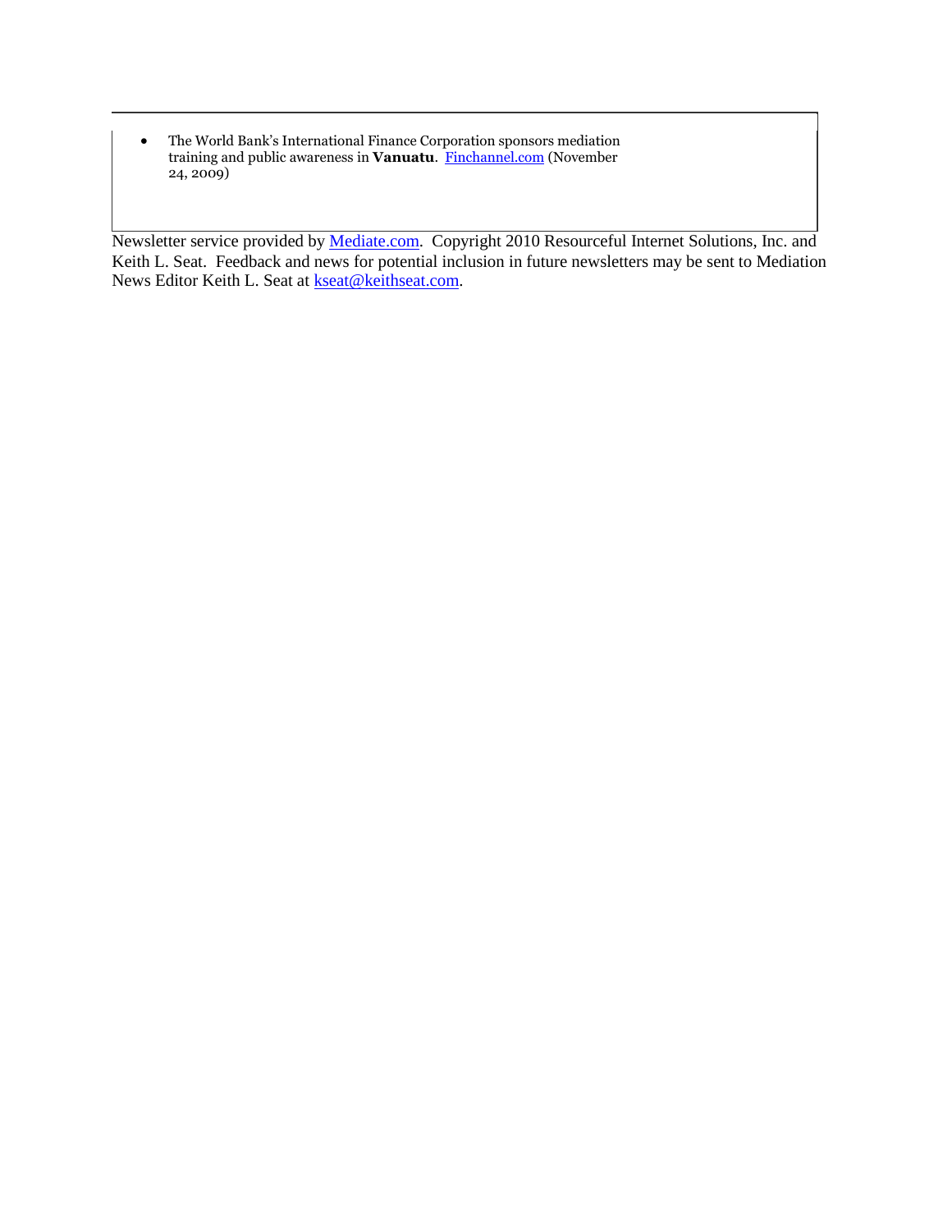- The World Bank's International Finance Corporation sponsors mediation training and public awareness in **Vanuatu**. Finchannel.com (November 24, 2009)

Newsletter service provided by Mediate.com. Copyright 2010 Resourceful Internet Solutions, Inc. and Keith L. Seat. Feedback and news for potential inclusion in future newsletters may be sent to Mediation News Editor Keith L. Seat at kseat@keithseat.com.